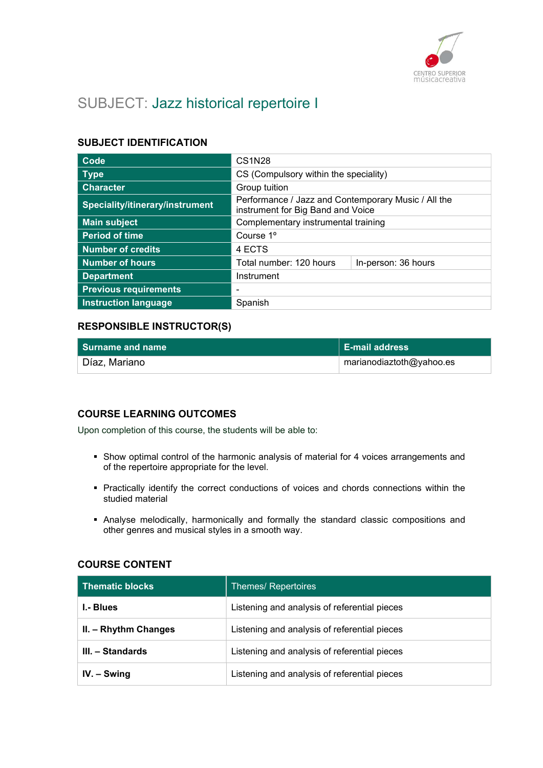# SUBJECT: Jazz historical repertoire I

## SUBJECT IDENTIFICATION

| | | |
|---|---|---|
| **Code** | CS1N28 | |
| **Type** | CS (Compulsory within the speciality) | |
| **Character** | Group tuition | |
| **Speciality/itinerary/instrument** | Performance / Jazz and Contemporary Music / All the instrument for Big Band and Voice | |
| **Main subject** | Complementary instrumental training | |
| **Period of time** | Course 1º | |
| **Number of credits** | 4 ECTS | |
| **Number of hours** | Total number: 120 hours | In-person: 36 hours |
| **Department** | Instrument | |
| **Previous requirements** | - | |
| **Instruction language** | Spanish | |

## RESPONSIBLE INSTRUCTOR(S)

| Surname and name | E-mail address |
|---|---|
| Díaz, Mariano | marianodiaztoth@yahoo.es |

## COURSE LEARNING OUTCOMES

Upon completion of this course, the students will be able to:

- Show optimal control of the harmonic analysis of material for 4 voices arrangements and of the repertoire appropriate for the level.
- Practically identify the correct conductions of voices and chords connections within the studied material
- Analyse melodically, harmonically and formally the standard classic compositions and other genres and musical styles in a smooth way.

## COURSE CONTENT

| Thematic blocks | Themes/ Repertoires |
|---|---|
| **I.- Blues** | Listening and analysis of referential pieces |
| **II. – Rhythm Changes** | Listening and analysis of referential pieces |
| **III. – Standards** | Listening and analysis of referential pieces |
| **IV. – Swing** | Listening and analysis of referential pieces |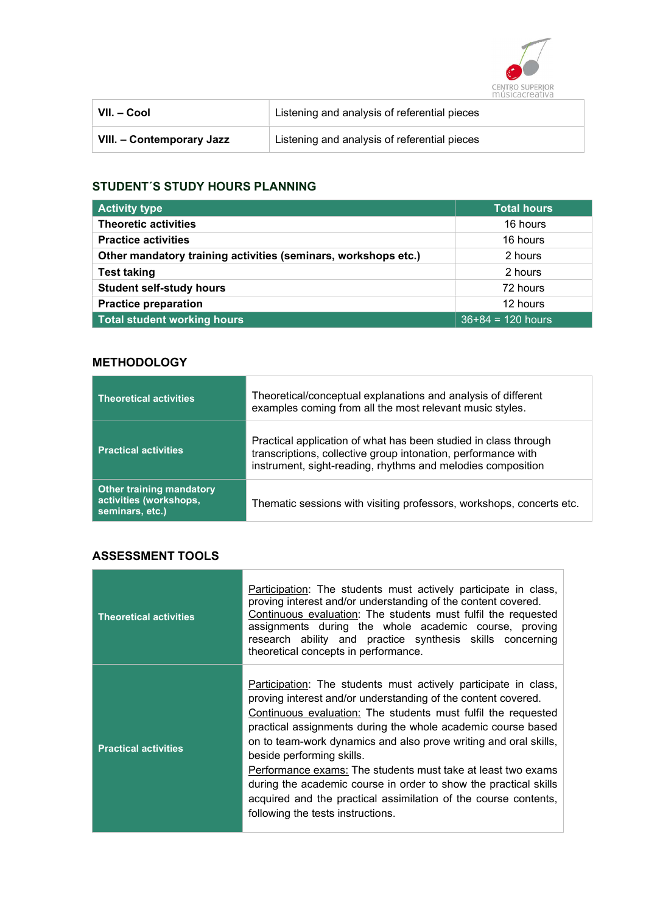| VII. – Cool | Listening and analysis of referential pieces |
|---|---|
| VIII. – Contemporary Jazz | Listening and analysis of referential pieces |

## STUDENT´S STUDY HOURS PLANNING

| Activity type | Total hours |
|---|---|
| **Theoretic activities** | 16 hours |
| **Practice activities** | 16 hours |
| **Other mandatory training activities (seminars, workshops etc.)** | 2 hours |
| **Test taking** | 2 hours |
| **Student self-study hours** | 72 hours |
| **Practice preparation** | 12 hours |
| **Total student working hours** | 36+84 = 120 hours |

## METHODOLOGY

| | |
|---|---|
| **Theoretical activities** | Theoretical/conceptual explanations and analysis of different examples coming from all the most relevant music styles. |
| **Practical activities** | Practical application of what has been studied in class through transcriptions, collective group intonation, performance with instrument, sight-reading, rhythms and melodies composition |
| **Other training mandatory activities (workshops, seminars, etc.)** | Thematic sessions with visiting professors, workshops, concerts etc. |

## ASSESSMENT TOOLS

| | |
|---|---|
| **Theoretical activities** | Participation: The students must actively participate in class, proving interest and/or understanding of the content covered. Continuous evaluation: The students must fulfil the requested assignments during the whole academic course, proving research ability and practice synthesis skills concerning theoretical concepts in performance. |
| **Practical activities** | Participation: The students must actively participate in class, proving interest and/or understanding of the content covered. Continuous evaluation: The students must fulfil the requested practical assignments during the whole academic course based on to team-work dynamics and also prove writing and oral skills, beside performing skills. Performance exams: The students must take at least two exams during the academic course in order to show the practical skills acquired and the practical assimilation of the course contents, following the tests instructions. |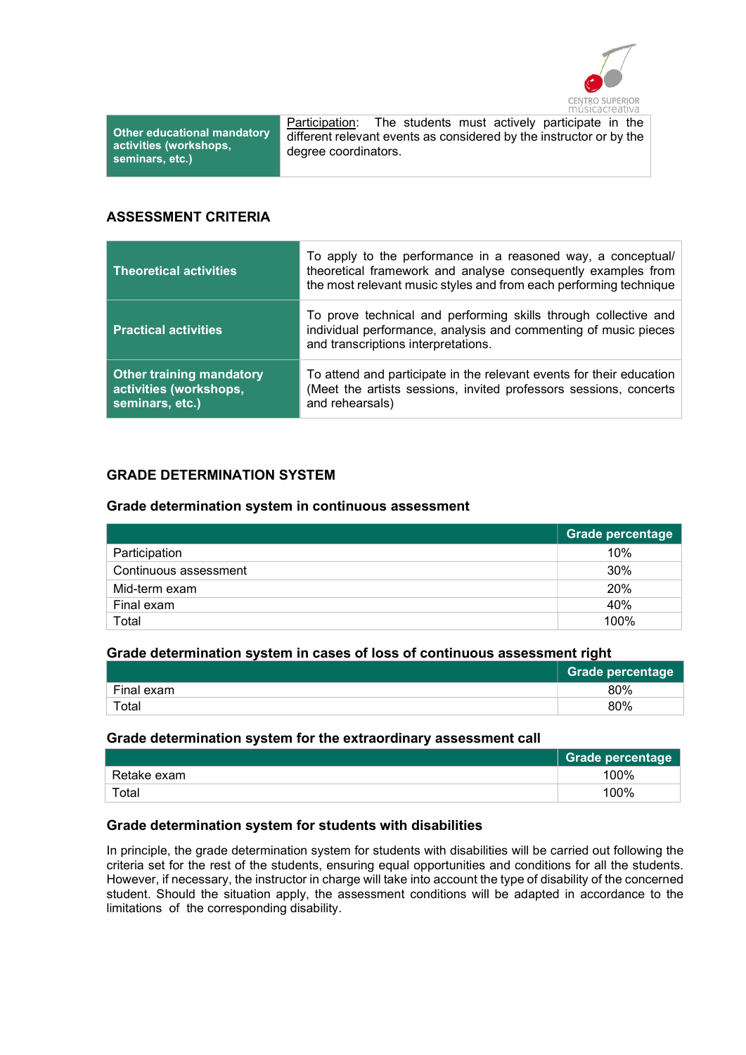| Other educational mandatory activities (workshops, seminars, etc.) | Participation: The students must actively participate in the different relevant events as considered by the instructor or by the degree coordinators. |
|---|---|

## ASSESSMENT CRITERIA

| | |
|---|---|
| **Theoretical activities** | To apply to the performance in a reasoned way, a conceptual/ theoretical framework and analyse consequently examples from the most relevant music styles and from each performing technique |
| **Practical activities** | To prove technical and performing skills through collective and individual performance, analysis and commenting of music pieces and transcriptions interpretations. |
| **Other training mandatory activities (workshops, seminars, etc.)** | To attend and participate in the relevant events for their education (Meet the artists sessions, invited professors sessions, concerts and rehearsals) |

## GRADE DETERMINATION SYSTEM

### Grade determination system in continuous assessment

| | Grade percentage |
|---|---|
| Participation | 10% |
| Continuous assessment | 30% |
| Mid-term exam | 20% |
| Final exam | 40% |
| Total | 100% |

### Grade determination system in cases of loss of continuous assessment right

| | Grade percentage |
|---|---|
| Final exam | 80% |
| Total | 80% |

### Grade determination system for the extraordinary assessment call

| | Grade percentage |
|---|---|
| Retake exam | 100% |
| Total | 100% |

### Grade determination system for students with disabilities

In principle, the grade determination system for students with disabilities will be carried out following the criteria set for the rest of the students, ensuring equal opportunities and conditions for all the students. However, if necessary, the instructor in charge will take into account the type of disability of the concerned student. Should the situation apply, the assessment conditions will be adapted in accordance to the limitations of the corresponding disability.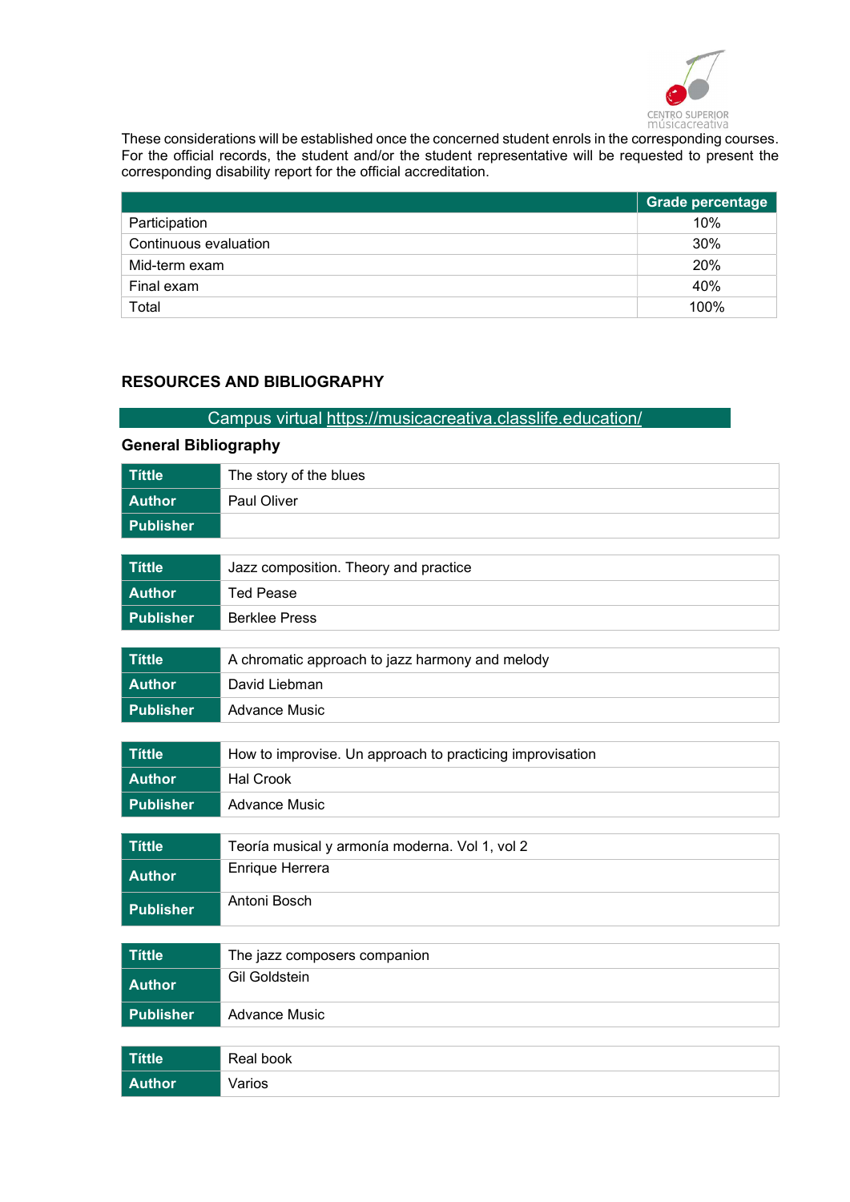These considerations will be established once the concerned student enrols in the corresponding courses. For the official records, the student and/or the student representative will be requested to present the corresponding disability report for the official accreditation.

| | Grade percentage |
|---|---|
| Participation | 10% |
| Continuous evaluation | 30% |
| Mid-term exam | 20% |
| Final exam | 40% |
| Total | 100% |

## RESOURCES AND BIBLIOGRAPHY

Campus virtual https://musicacreativa.classlife.education/

### General Bibliography

| **Tittle** | The story of the blues |
|---|---|
| **Author** | Paul Oliver |
| **Publisher** | |

| **Tittle** | Jazz composition. Theory and practice |
|---|---|
| **Author** | Ted Pease |
| **Publisher** | Berklee Press |

| **Tittle** | A chromatic approach to jazz harmony and melody |
|---|---|
| **Author** | David Liebman |
| **Publisher** | Advance Music |

| **Tittle** | How to improvise. Un approach to practicing improvisation |
|---|---|
| **Author** | Hal Crook |
| **Publisher** | Advance Music |

| **Tittle** | Teoría musical y armonía moderna. Vol 1, vol 2 |
|---|---|
| **Author** | Enrique Herrera |
| **Publisher** | Antoni Bosch |

| **Tittle** | The jazz composers companion |
|---|---|
| **Author** | Gil Goldstein |
| **Publisher** | Advance Music |

| **Tittle** | Real book |
|---|---|
| **Author** | Varios |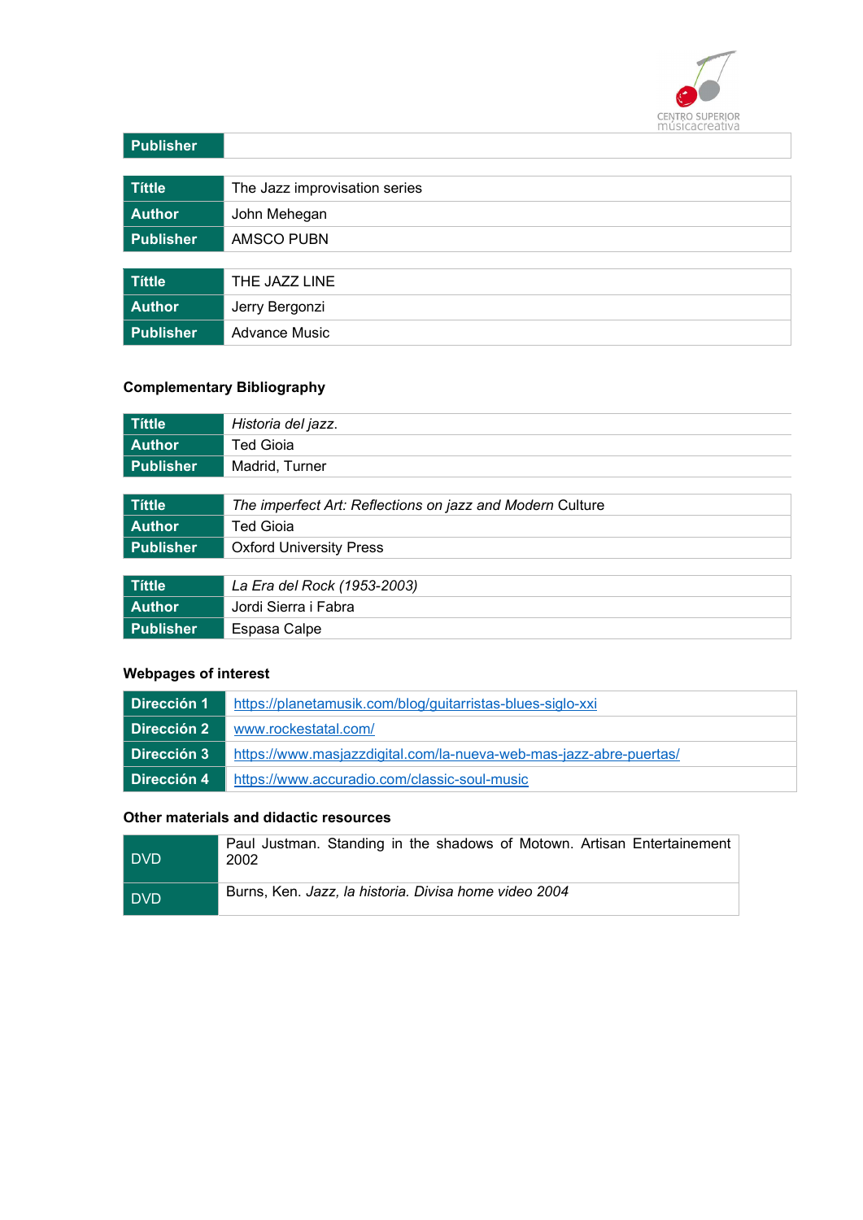| | |
|---|---|
| **Publisher** | |

| | |
|---|---|
| **Tittle** | The Jazz improvisation series |
| **Author** | John Mehegan |
| **Publisher** | AMSCO PUBN |

| | |
|---|---|
| **Tittle** | THE JAZZ LINE |
| **Author** | Jerry Bergonzi |
| **Publisher** | Advance Music |

### Complementary Bibliography

| | |
|---|---|
| **Tittle** | *Historia del jazz*. |
| **Author** | Ted Gioia |
| **Publisher** | Madrid, Turner |

| | |
|---|---|
| **Tittle** | *The imperfect Art: Reflections on jazz and Modern* Culture |
| **Author** | Ted Gioia |
| **Publisher** | Oxford University Press |

| | |
|---|---|
| **Tittle** | *La Era del Rock (1953-2003)* |
| **Author** | Jordi Sierra i Fabra |
| **Publisher** | Espasa Calpe |

### Webpages of interest

| | |
|---|---|
| **Dirección 1** | https://planetamusik.com/blog/guitarristas-blues-siglo-xxi |
| **Dirección 2** | www.rockestatal.com/ |
| **Dirección 3** | https://www.masjazzdigital.com/la-nueva-web-mas-jazz-abre-puertas/ |
| **Dirección 4** | https://www.accuradio.com/classic-soul-music |

### Other materials and didactic resources

| | |
|---|---|
| DVD | Paul Justman. Standing in the shadows of Motown. Artisan Entertainement 2002 |
| DVD | Burns, Ken. *Jazz, la historia. Divisa home video 2004* |